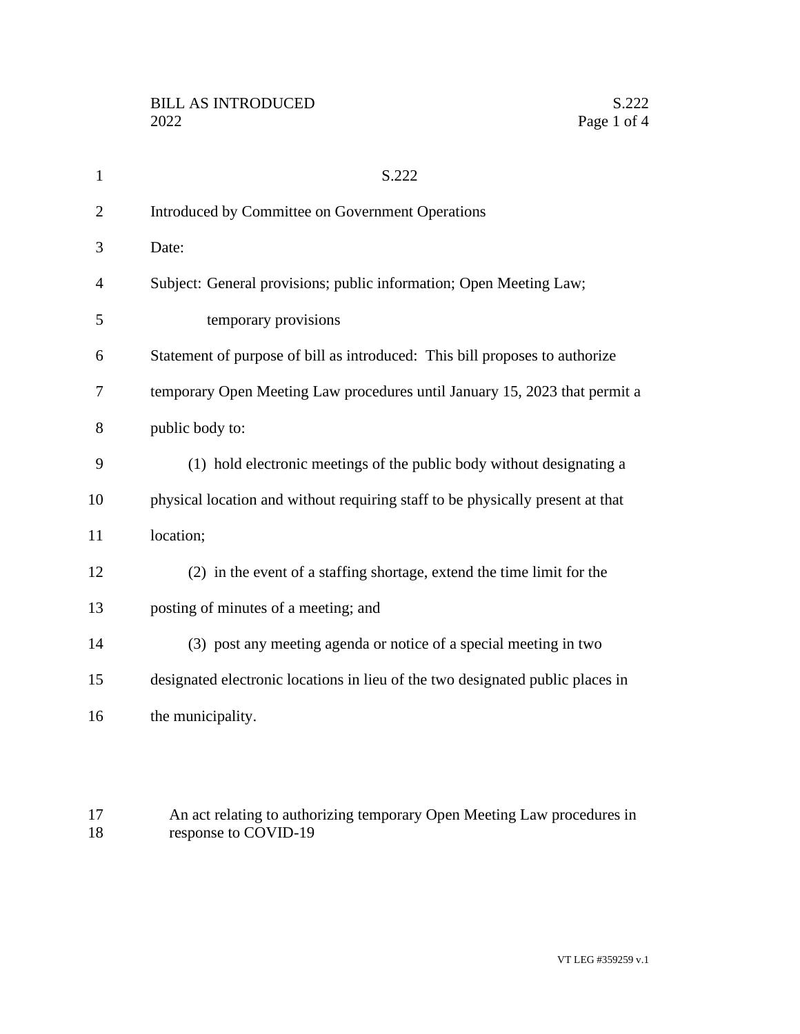S.222

Introduced by Committee on Government Operations

Date:

Subject: General provisions; public information; Open Meeting Law; temporary provisions

Statement of purpose of bill as introduced: This bill proposes to authorize temporary Open Meeting Law procedures until January 15, 2023 that permit a public body to:

(1) hold electronic meetings of the public body without designating a physical location and without requiring staff to be physically present at that location;

(2) in the event of a staffing shortage, extend the time limit for the posting of minutes of a meeting; and

(3) post any meeting agenda or notice of a special meeting in two designated electronic locations in lieu of the two designated public places in the municipality.

An act relating to authorizing temporary Open Meeting Law procedures in response to COVID-19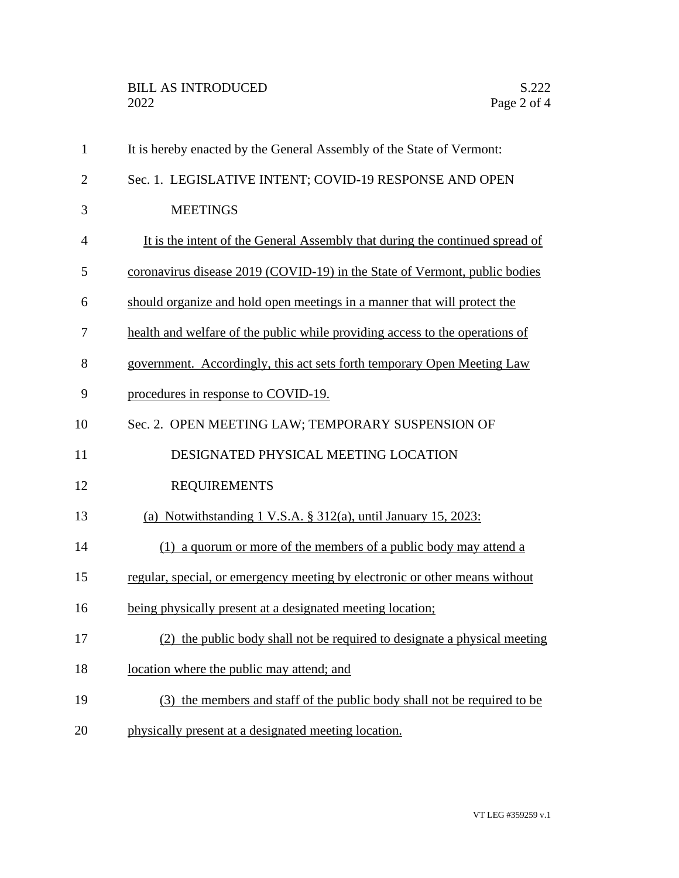It is hereby enacted by the General Assembly of the State of Vermont:

Sec. 1. LEGISLATIVE INTENT; COVID-19 RESPONSE AND OPEN MEETINGS

It is the intent of the General Assembly that during the continued spread of coronavirus disease 2019 (COVID-19) in the State of Vermont, public bodies should organize and hold open meetings in a manner that will protect the health and welfare of the public while providing access to the operations of government. Accordingly, this act sets forth temporary Open Meeting Law procedures in response to COVID-19.

Sec. 2. OPEN MEETING LAW; TEMPORARY SUSPENSION OF DESIGNATED PHYSICAL MEETING LOCATION REQUIREMENTS

(a) Notwithstanding 1 V.S.A. § 312(a), until January 15, 2023:

(1) a quorum or more of the members of a public body may attend a regular, special, or emergency meeting by electronic or other means without being physically present at a designated meeting location;

(2) the public body shall not be required to designate a physical meeting location where the public may attend; and

(3) the members and staff of the public body shall not be required to be physically present at a designated meeting location.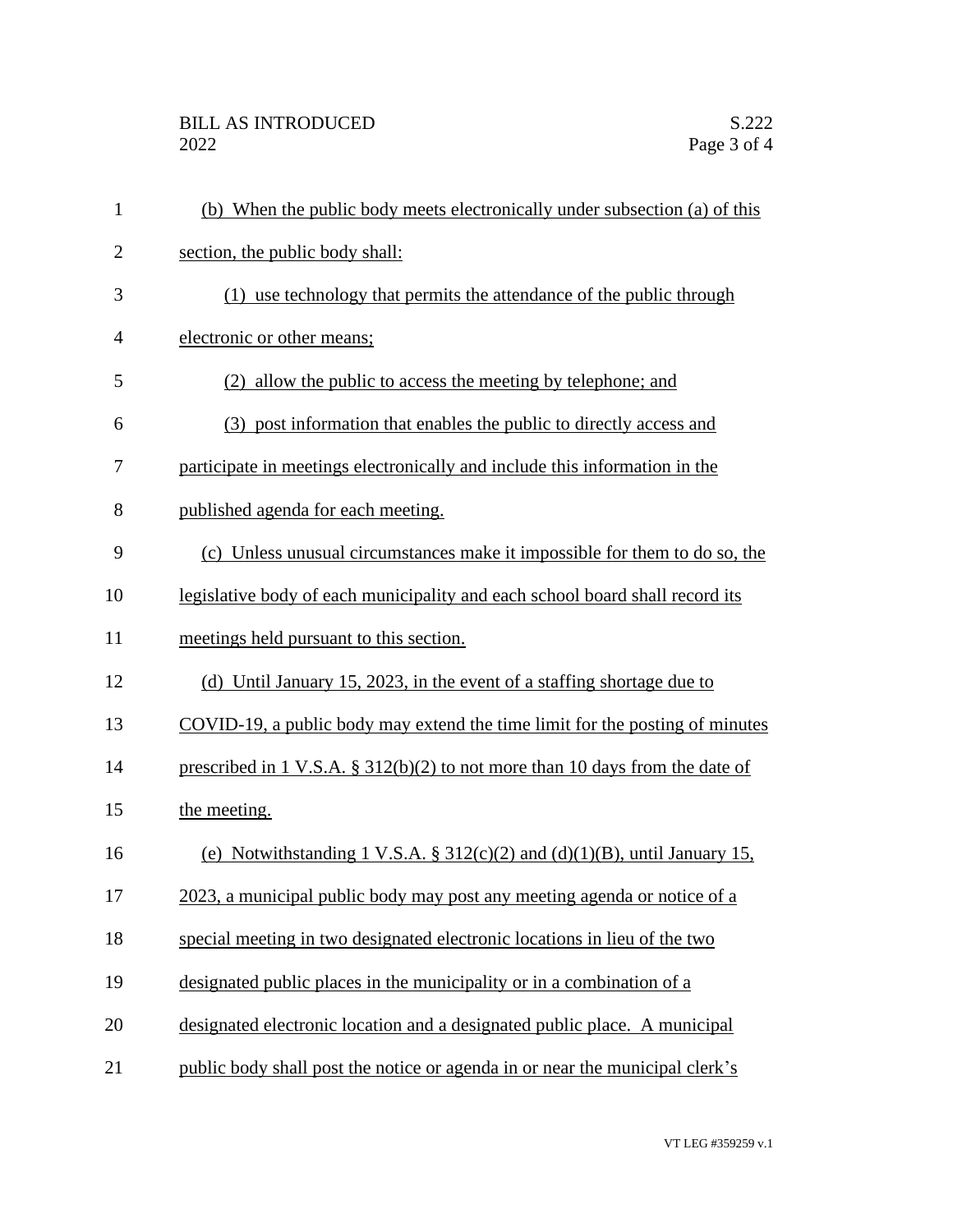(b) When the public body meets electronically under subsection (a) of this section, the public body shall:

(1) use technology that permits the attendance of the public through electronic or other means;

(2) allow the public to access the meeting by telephone; and

(3) post information that enables the public to directly access and participate in meetings electronically and include this information in the published agenda for each meeting.

(c) Unless unusual circumstances make it impossible for them to do so, the legislative body of each municipality and each school board shall record its meetings held pursuant to this section.

(d) Until January 15, 2023, in the event of a staffing shortage due to COVID-19, a public body may extend the time limit for the posting of minutes prescribed in 1 V.S.A. § 312(b)(2) to not more than 10 days from the date of the meeting.

(e) Notwithstanding 1 V.S.A. § 312(c)(2) and (d)(1)(B), until January 15, 2023, a municipal public body may post any meeting agenda or notice of a special meeting in two designated electronic locations in lieu of the two designated public places in the municipality or in a combination of a designated electronic location and a designated public place. A municipal public body shall post the notice or agenda in or near the municipal clerk's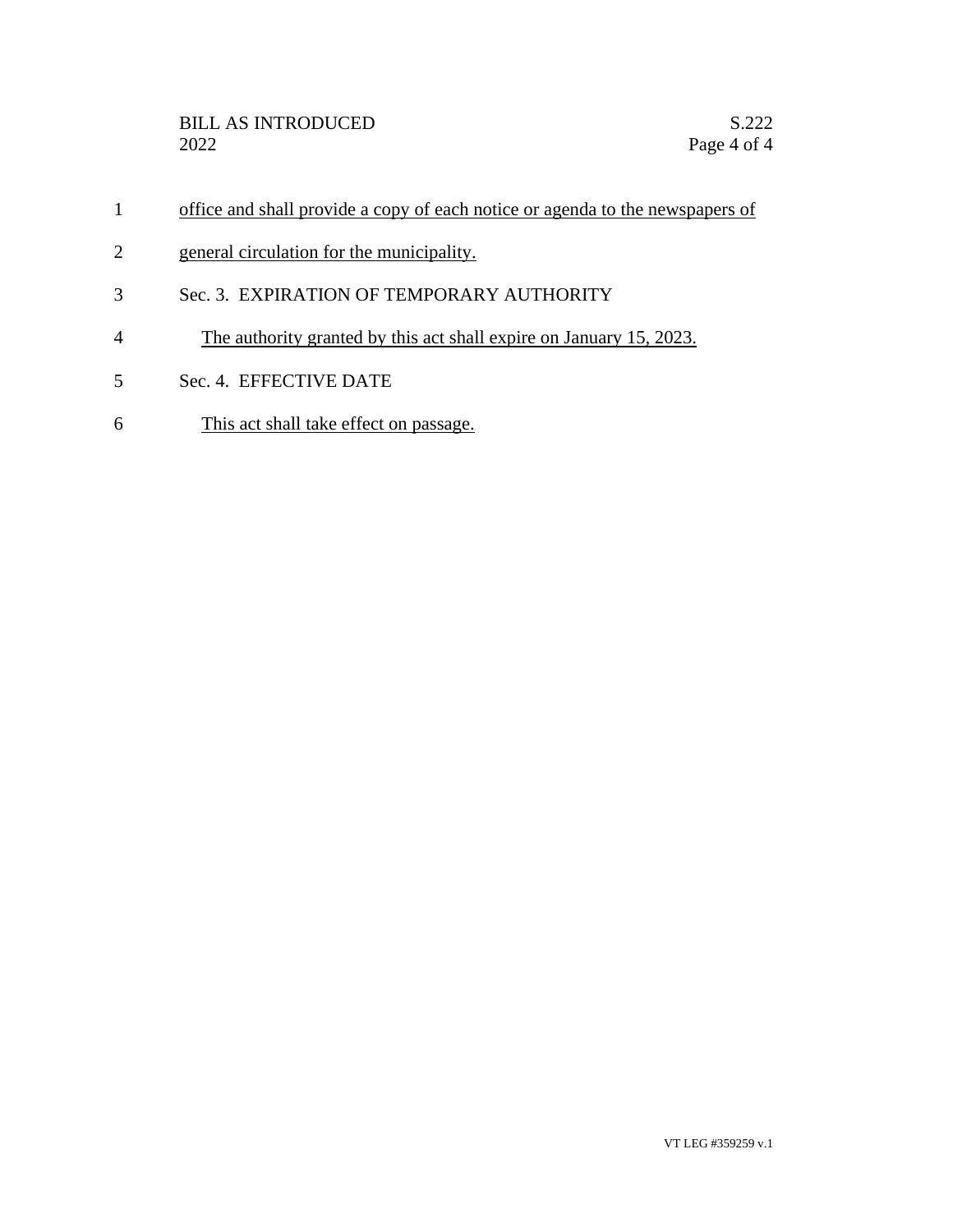office and shall provide a copy of each notice or agenda to the newspapers of general circulation for the municipality.

Sec. 3. EXPIRATION OF TEMPORARY AUTHORITY

The authority granted by this act shall expire on January 15, 2023.

Sec. 4. EFFECTIVE DATE

This act shall take effect on passage.